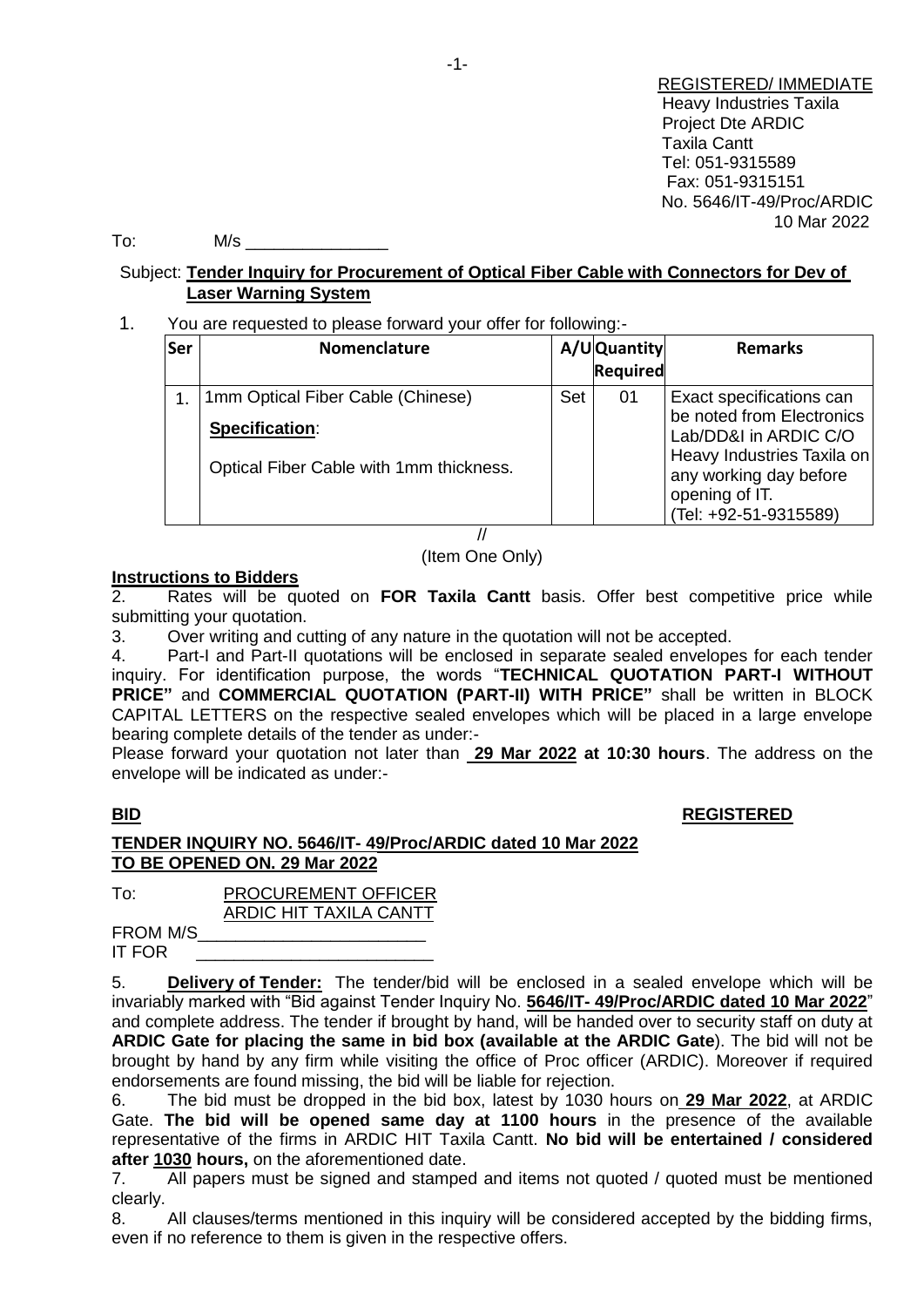REGISTERED/ IMMEDIATE
Heavy Industries Taxila
Project Dte ARDIC
Taxila Cantt
Tel: 051-9315589
Fax: 051-9315151
No. 5646/IT-49/Proc/ARDIC
10 Mar 2022

To: M/s _______________

Subject: **Tender Inquiry for Procurement of Optical Fiber Cable with Connectors for Dev of Laser Warning System**

1. You are requested to please forward your offer for following:-

| Ser | Nomenclature | A/U | Quantity Required | Remarks |
|---|---|---|---|---|
| 1. | 1mm Optical Fiber Cable (Chinese)<br>**Specification**:<br>Optical Fiber Cable with 1mm thickness. | Set | 01 | Exact specifications can be noted from Electronics Lab/DD&I in ARDIC C/O Heavy Industries Taxila on any working day before opening of IT. (Tel: +92-51-9315589) |

//
(Item One Only)

**Instructions to Bidders**

2. Rates will be quoted on **FOR Taxila Cantt** basis. Offer best competitive price while submitting your quotation.

3. Over writing and cutting of any nature in the quotation will not be accepted.

4. Part-I and Part-II quotations will be enclosed in separate sealed envelopes for each tender inquiry. For identification purpose, the words "**TECHNICAL QUOTATION PART-I WITHOUT PRICE"** and **COMMERCIAL QUOTATION (PART-II) WITH PRICE"** shall be written in BLOCK CAPITAL LETTERS on the respective sealed envelopes which will be placed in a large envelope bearing complete details of the tender as under:-

Please forward your quotation not later than **29 Mar 2022 at 10:30 hours**. The address on the envelope will be indicated as under:-

**BID** **REGISTERED**

**TENDER INQUIRY NO. 5646/IT- 49/Proc/ARDIC dated 10 Mar 2022**
**TO BE OPENED ON. 29 Mar 2022**

To: PROCUREMENT OFFICER
ARDIC HIT TAXILA CANTT

FROM M/S________________________
IT FOR ________________________

5. **Delivery of Tender:** The tender/bid will be enclosed in a sealed envelope which will be invariably marked with "Bid against Tender Inquiry No. **5646/IT- 49/Proc/ARDIC dated 10 Mar 2022**" and complete address. The tender if brought by hand, will be handed over to security staff on duty at **ARDIC Gate for placing the same in bid box (available at the ARDIC Gate**). The bid will not be brought by hand by any firm while visiting the office of Proc officer (ARDIC). Moreover if required endorsements are found missing, the bid will be liable for rejection.

6. The bid must be dropped in the bid box, latest by 1030 hours on **29 Mar 2022**, at ARDIC Gate. **The bid will be opened same day at 1100 hours** in the presence of the available representative of the firms in ARDIC HIT Taxila Cantt. **No bid will be entertained / considered after 1030 hours,** on the aforementioned date.

7. All papers must be signed and stamped and items not quoted / quoted must be mentioned clearly.

8. All clauses/terms mentioned in this inquiry will be considered accepted by the bidding firms, even if no reference to them is given in the respective offers.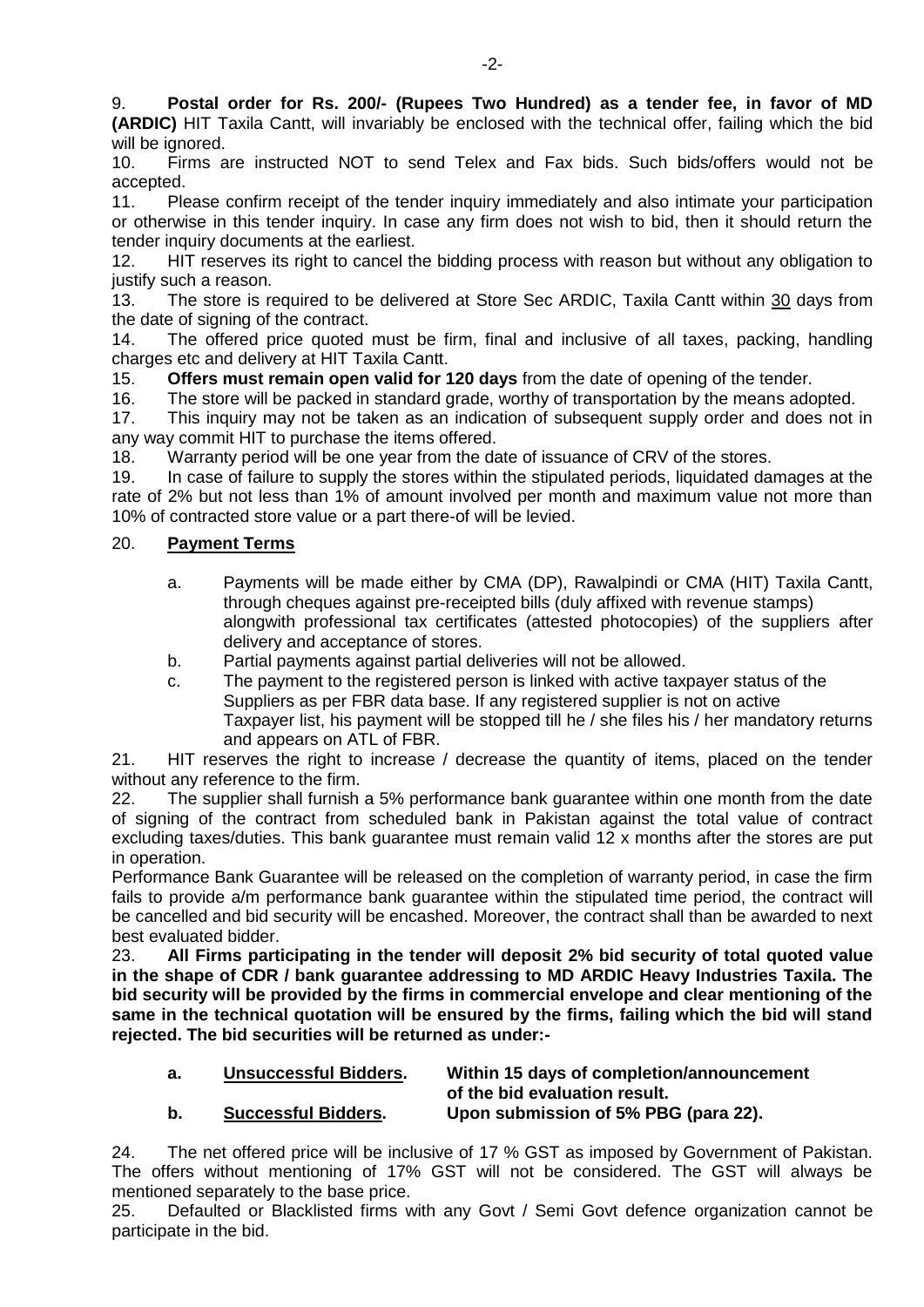9. **Postal order for Rs. 200/- (Rupees Two Hundred) as a tender fee, in favor of MD (ARDIC)** HIT Taxila Cantt, will invariably be enclosed with the technical offer, failing which the bid will be ignored.

10. Firms are instructed NOT to send Telex and Fax bids. Such bids/offers would not be accepted.

11. Please confirm receipt of the tender inquiry immediately and also intimate your participation or otherwise in this tender inquiry. In case any firm does not wish to bid, then it should return the tender inquiry documents at the earliest.

12. HIT reserves its right to cancel the bidding process with reason but without any obligation to justify such a reason.

13. The store is required to be delivered at Store Sec ARDIC, Taxila Cantt within 30 days from the date of signing of the contract.

14. The offered price quoted must be firm, final and inclusive of all taxes, packing, handling charges etc and delivery at HIT Taxila Cantt.

15. **Offers must remain open valid for 120 days** from the date of opening of the tender.

16. The store will be packed in standard grade, worthy of transportation by the means adopted.

17. This inquiry may not be taken as an indication of subsequent supply order and does not in any way commit HIT to purchase the items offered.

18. Warranty period will be one year from the date of issuance of CRV of the stores.

19. In case of failure to supply the stores within the stipulated periods, liquidated damages at the rate of 2% but not less than 1% of amount involved per month and maximum value not more than 10% of contracted store value or a part there-of will be levied.

20. **Payment Terms**

a. Payments will be made either by CMA (DP), Rawalpindi or CMA (HIT) Taxila Cantt, through cheques against pre-receipted bills (duly affixed with revenue stamps) alongwith professional tax certificates (attested photocopies) of the suppliers after delivery and acceptance of stores.

b. Partial payments against partial deliveries will not be allowed.

c. The payment to the registered person is linked with active taxpayer status of the Suppliers as per FBR data base. If any registered supplier is not on active Taxpayer list, his payment will be stopped till he / she files his / her mandatory returns and appears on ATL of FBR.

21. HIT reserves the right to increase / decrease the quantity of items, placed on the tender without any reference to the firm.

22. The supplier shall furnish a 5% performance bank guarantee within one month from the date of signing of the contract from scheduled bank in Pakistan against the total value of contract excluding taxes/duties. This bank guarantee must remain valid 12 x months after the stores are put in operation.

Performance Bank Guarantee will be released on the completion of warranty period, in case the firm fails to provide a/m performance bank guarantee within the stipulated time period, the contract will be cancelled and bid security will be encashed. Moreover, the contract shall than be awarded to next best evaluated bidder.

23. **All Firms participating in the tender will deposit 2% bid security of total quoted value in the shape of CDR / bank guarantee addressing to MD ARDIC Heavy Industries Taxila. The bid security will be provided by the firms in commercial envelope and clear mentioning of the same in the technical quotation will be ensured by the firms, failing which the bid will stand rejected. The bid securities will be returned as under:-**

**a. Unsuccessful Bidders.** **Within 15 days of completion/announcement of the bid evaluation result.**

**b. Successful Bidders.** **Upon submission of 5% PBG (para 22).**

24. The net offered price will be inclusive of 17 % GST as imposed by Government of Pakistan. The offers without mentioning of 17% GST will not be considered. The GST will always be mentioned separately to the base price.

25. Defaulted or Blacklisted firms with any Govt / Semi Govt defence organization cannot be participate in the bid.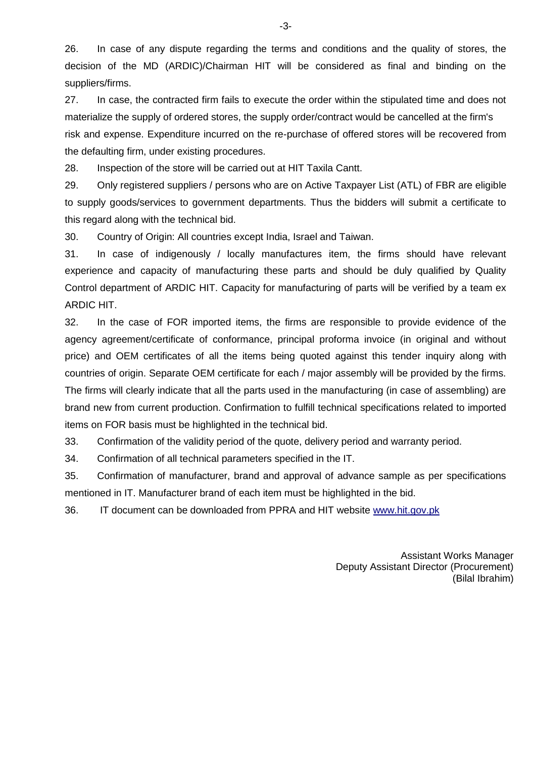26. In case of any dispute regarding the terms and conditions and the quality of stores, the decision of the MD (ARDIC)/Chairman HIT will be considered as final and binding on the suppliers/firms.

27. In case, the contracted firm fails to execute the order within the stipulated time and does not materialize the supply of ordered stores, the supply order/contract would be cancelled at the firm's risk and expense. Expenditure incurred on the re-purchase of offered stores will be recovered from the defaulting firm, under existing procedures.

28. Inspection of the store will be carried out at HIT Taxila Cantt.

29. Only registered suppliers / persons who are on Active Taxpayer List (ATL) of FBR are eligible to supply goods/services to government departments. Thus the bidders will submit a certificate to this regard along with the technical bid.

30. Country of Origin: All countries except India, Israel and Taiwan.

31. In case of indigenously / locally manufactures item, the firms should have relevant experience and capacity of manufacturing these parts and should be duly qualified by Quality Control department of ARDIC HIT. Capacity for manufacturing of parts will be verified by a team ex ARDIC HIT.

32. In the case of FOR imported items, the firms are responsible to provide evidence of the agency agreement/certificate of conformance, principal proforma invoice (in original and without price) and OEM certificates of all the items being quoted against this tender inquiry along with countries of origin. Separate OEM certificate for each / major assembly will be provided by the firms. The firms will clearly indicate that all the parts used in the manufacturing (in case of assembling) are brand new from current production. Confirmation to fulfill technical specifications related to imported items on FOR basis must be highlighted in the technical bid.

33. Confirmation of the validity period of the quote, delivery period and warranty period.

34. Confirmation of all technical parameters specified in the IT.

35. Confirmation of manufacturer, brand and approval of advance sample as per specifications mentioned in IT. Manufacturer brand of each item must be highlighted in the bid.

36. IT document can be downloaded from PPRA and HIT website [www.hit.gov.pk](http://www.hit.gov.pk)

Assistant Works Manager
Deputy Assistant Director (Procurement)
(Bilal Ibrahim)